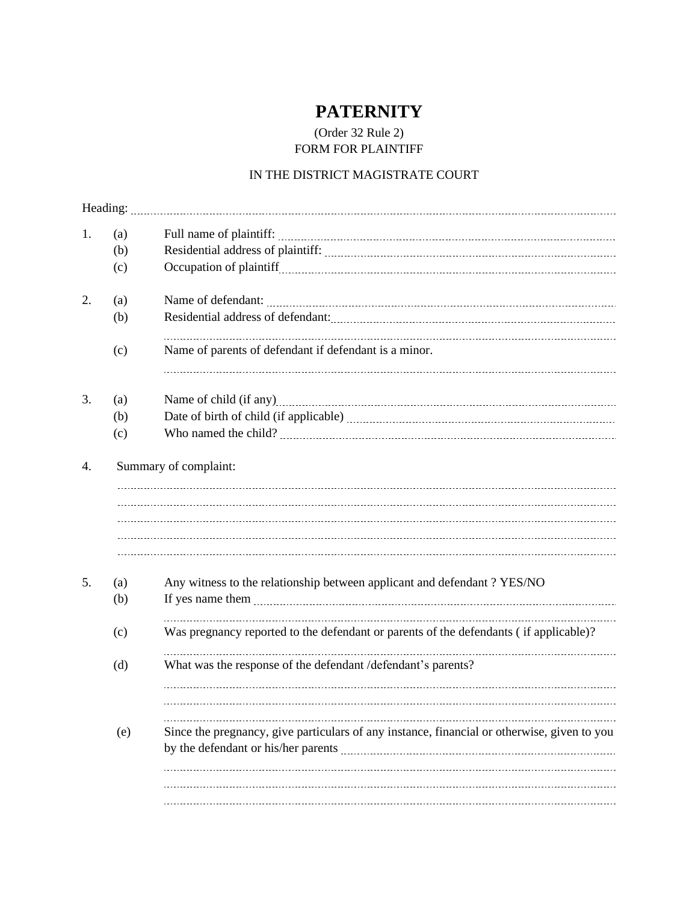# PATERNITY

(Order 32 Rule 2)

FORM FOR PLAINTIFF

IN THE DISTRICT MAGISTRATE COURT

Heading: ................................................................................................................................

1. (a) Full name of plaintiff: ..............................................................................................
   (b) Residential address of plaintiff: ..................................................................................
   (c) Occupation of plaintiff.............................................................................................

2. (a) Name of defendant: ....................................................................................................
   (b) Residential address of defendant:..............................................................................
   ..............................................................................................................................
   (c) Name of parents of defendant if defendant is a minor.
   ..............................................................................................................................

3. (a) Name of child (if any).................................................................................................
   (b) Date of birth of child (if applicable) ...........................................................................
   (c) Who named the child? ..............................................................................................

4. Summary of complaint:
   ..............................................................................................................................
   ..............................................................................................................................
   ..............................................................................................................................
   ..............................................................................................................................
   ..............................................................................................................................

5. (a) Any witness to the relationship between applicant and defendant ? YES/NO
   (b) If yes name them .....................................................................................................
   ..............................................................................................................................
   (c) Was pregnancy reported to the defendant or parents of the defendants ( if applicable)?
   ..............................................................................................................................
   (d) What was the response of the defendant /defendant's parents?
   ..............................................................................................................................
   ..............................................................................................................................
   ..............................................................................................................................
   (e) Since the pregnancy, give particulars of any instance, financial or otherwise, given to you by the defendant or his/her parents ..............................................................................
   ..............................................................................................................................
   ..............................................................................................................................
   ..............................................................................................................................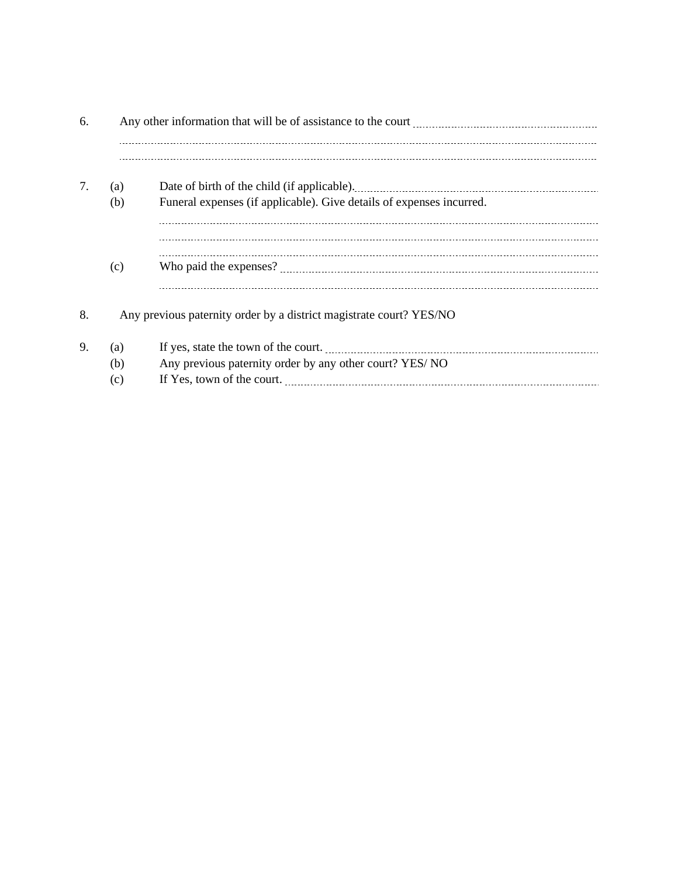6. Any other information that will be of assistance to the court ..............................................

...................................................................................................................................

...................................................................................................................................

7. (a) Date of birth of the child (if applicable). ..............................................................

   (b) Funeral expenses (if applicable). Give details of expenses incurred.

   ...................................................................................................................................

   ...................................................................................................................................

   ...................................................................................................................................

   (c) Who paid the expenses? ..........................................................................................

   ...................................................................................................................................

8. Any previous paternity order by a district magistrate court? YES/NO

9. (a) If yes, state the town of the court. ..........................................................................

   (b) Any previous paternity order by any other court? YES/ NO

   (c) If Yes, town of the court. ......................................................................................